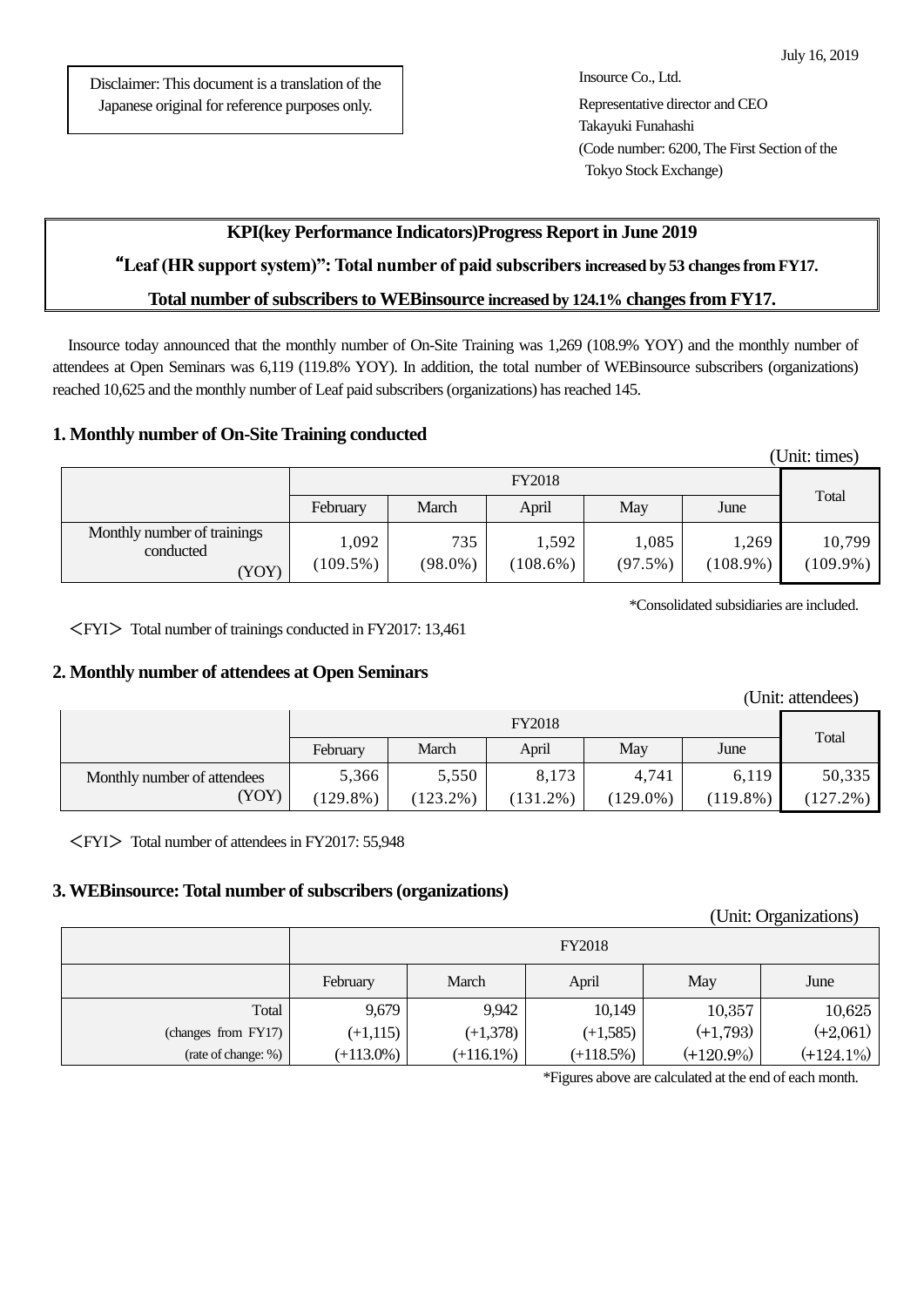July 16, 2019

Disclaimer: This document is a translation of the Japanese original for reference purposes only.

Insource Co., Ltd.
Representative director and CEO
Takayuki Funahashi
(Code number: 6200, The First Section of the Tokyo Stock Exchange)

**KPI(key Performance Indicators)Progress Report in June 2019**

**"Leaf (HR support system)": Total number of paid subscribers increased by 53 changes from FY17.**

**Total number of subscribers to WEBinsource increased by 124.1% changes from FY17.**

Insource today announced that the monthly number of On-Site Training was 1,269 (108.9% YOY) and the monthly number of attendees at Open Seminars was 6,119 (119.8% YOY). In addition, the total number of WEBinsource subscribers (organizations) reached 10,625 and the monthly number of Leaf paid subscribers (organizations) has reached 145.

## 1. Monthly number of On-Site Training conducted

(Unit: times)

| | FY2018 | | | | | Total |
|---|---|---|---|---|---|---|
| | February | March | April | May | June | |
| Monthly number of trainings conducted (YOY) | 1,092 (109.5%) | 735 (98.0%) | 1,592 (108.6%) | 1,085 (97.5%) | 1,269 (108.9%) | 10,799 (109.9%) |

*Consolidated subsidiaries are included.

<FYI> Total number of trainings conducted in FY2017: 13,461

## 2. Monthly number of attendees at Open Seminars

(Unit: attendees)

| | FY2018 | | | | | Total |
|---|---|---|---|---|---|---|
| | February | March | April | May | June | |
| Monthly number of attendees (YOY) | 5,366 (129.8%) | 5,550 (123.2%) | 8,173 (131.2%) | 4,741 (129.0%) | 6,119 (119.8%) | 50,335 (127.2%) |

<FYI> Total number of attendees in FY2017: 55,948

## 3. WEBinsource: Total number of subscribers (organizations)

(Unit: Organizations)

| | FY2018 | | | | |
|---|---|---|---|---|---|
| | February | March | April | May | June |
| Total | 9,679 | 9,942 | 10,149 | 10,357 | 10,625 |
| (changes from FY17) | (+1,115) | (+1,378) | (+1,585) | (+1,793) | (+2,061) |
| (rate of change: %) | (+113.0%) | (+116.1%) | (+118.5%) | (+120.9%) | (+124.1%) |

*Figures above are calculated at the end of each month.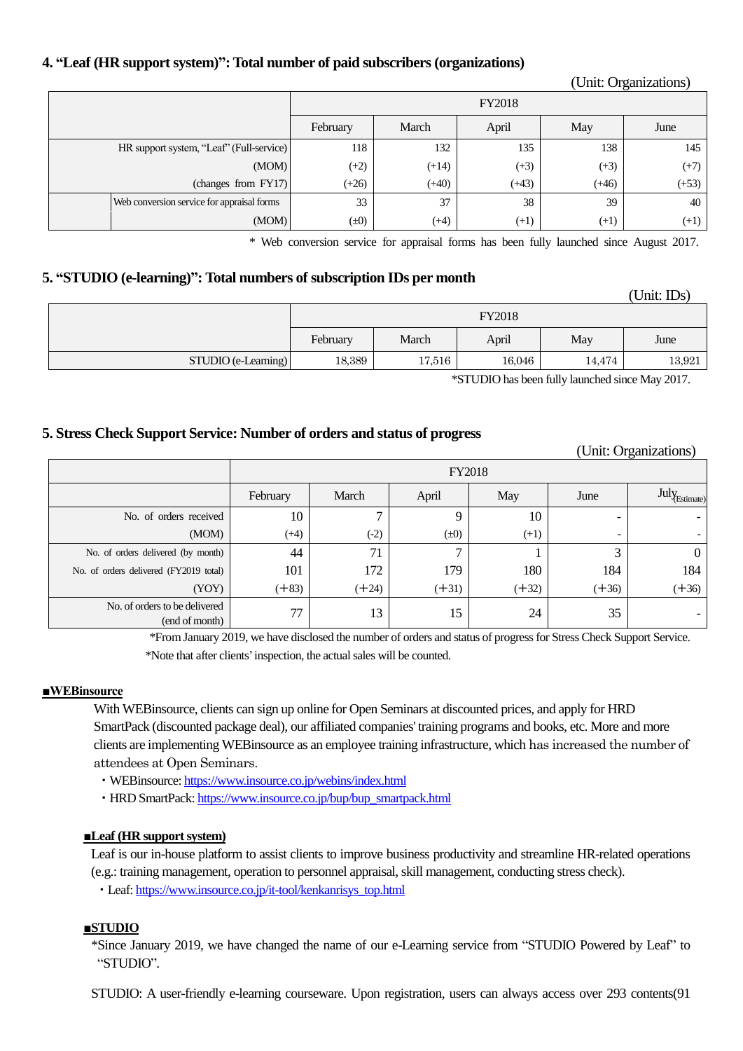## 4. "Leaf (HR support system)": Total number of paid subscribers (organizations)

(Unit: Organizations)

| | | FY2018 | | | | |
|---|---|---|---|---|---|---|
| | | February | March | April | May | June |
| HR support system, "Leaf" (Full-service) | | 118 | 132 | 135 | 138 | 145 |
| (MOM) | | (+2) | (+14) | (+3) | (+3) | (+7) |
| (changes from FY17) | | (+26) | (+40) | (+43) | (+46) | (+53) |
| | Web conversion service for appraisal forms | 33 | 37 | 38 | 39 | 40 |
| | (MOM) | (±0) | (+4) | (+1) | (+1) | (+1) |

* Web conversion service for appraisal forms has been fully launched since August 2017.

## 5. "STUDIO (e-learning)": Total numbers of subscription IDs per month

(Unit: IDs)

| | FY2018 | | | | |
|---|---|---|---|---|---|
| | February | March | April | May | June |
| STUDIO (e-Learning) | 18,389 | 17,516 | 16,046 | 14,474 | 13,921 |

*STUDIO has been fully launched since May 2017.

## 5. Stress Check Support Service: Number of orders and status of progress

(Unit: Organizations)

| | FY2018 | | | | | |
|---|---|---|---|---|---|---|
| | February | March | April | May | June | July(Estimate) |
| No. of orders received | 10 | 7 | 9 | 10 | - | - |
| (MOM) | (+4) | (-2) | (±0) | (+1) | - | - |
| No. of orders delivered (by month) | 44 | 71 | 7 | 1 | 3 | 0 |
| No. of orders delivered (FY2019 total) | 101 | 172 | 179 | 180 | 184 | 184 |
| (YOY) | (+83) | (+24) | (+31) | (+32) | (+36) | (+36) |
| No. of orders to be delivered (end of month) | 77 | 13 | 15 | 24 | 35 | - |

*From January 2019, we have disclosed the number of orders and status of progress for Stress Check Support Service.
*Note that after clients' inspection, the actual sales will be counted.

**■WEBinsource**

With WEBinsource, clients can sign up online for Open Seminars at discounted prices, and apply for HRD SmartPack (discounted package deal), our affiliated companies' training programs and books, etc. More and more clients are implementing WEBinsource as an employee training infrastructure, which has increased the number of attendees at Open Seminars.

- WEBinsource: https://www.insource.co.jp/webins/index.html
- HRD SmartPack: https://www.insource.co.jp/bup/bup_smartpack.html

**■Leaf (HR support system)**

Leaf is our in-house platform to assist clients to improve business productivity and streamline HR-related operations (e.g.: training management, operation to personnel appraisal, skill management, conducting stress check).

- Leaf: https://www.insource.co.jp/it-tool/kenkanrisys_top.html

**■STUDIO**

*Since January 2019, we have changed the name of our e-Learning service from "STUDIO Powered by Leaf" to "STUDIO".

STUDIO: A user-friendly e-learning courseware. Upon registration, users can always access over 293 contents(91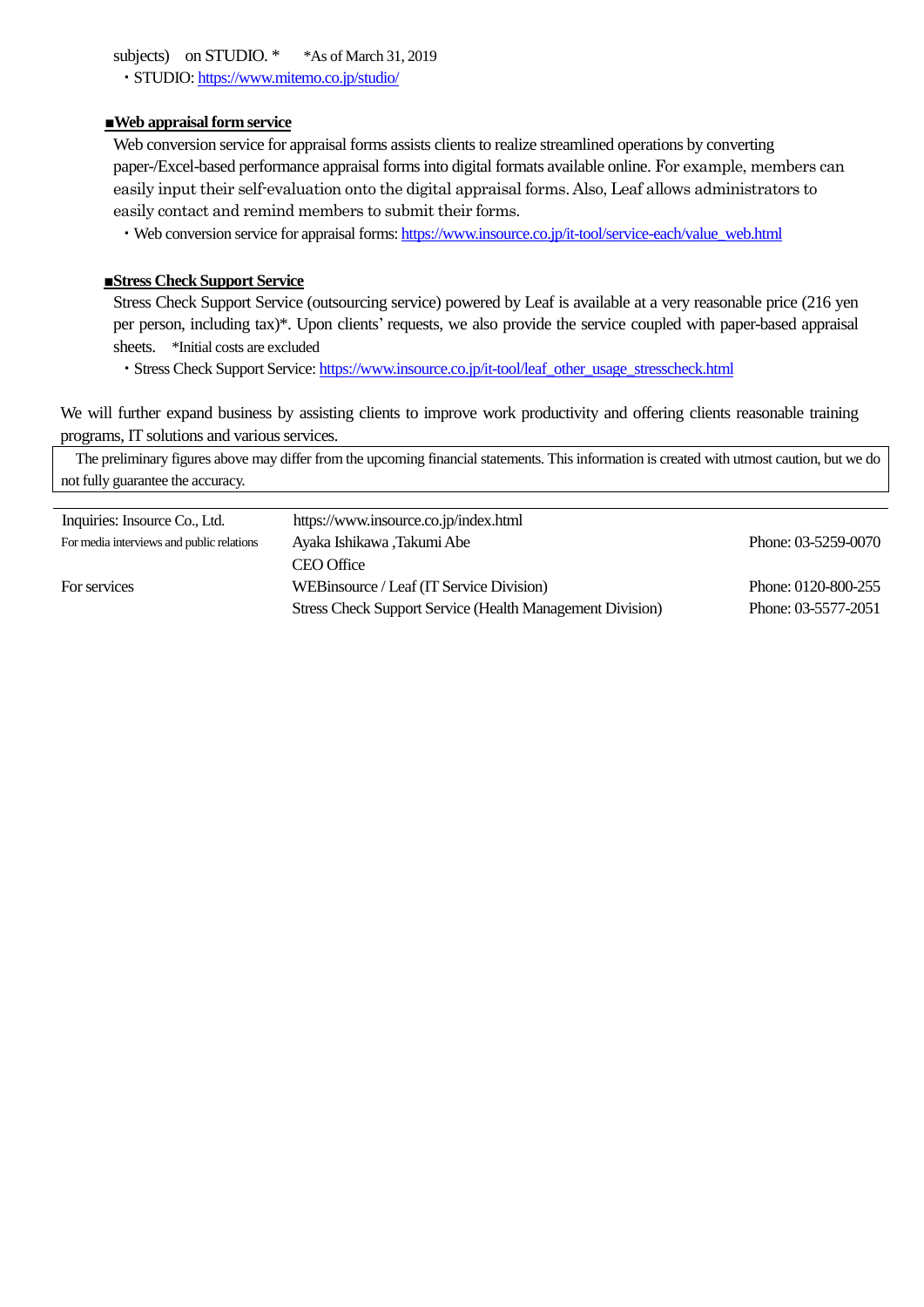subjects) on STUDIO. * *As of March 31, 2019

・STUDIO: https://www.mitemo.co.jp/studio/

**■Web appraisal form service**

Web conversion service for appraisal forms assists clients to realize streamlined operations by converting paper-/Excel-based performance appraisal forms into digital formats available online. For example, members can easily input their self-evaluation onto the digital appraisal forms. Also, Leaf allows administrators to easily contact and remind members to submit their forms.

・Web conversion service for appraisal forms: https://www.insource.co.jp/it-tool/service-each/value_web.html

**■Stress Check Support Service**

Stress Check Support Service (outsourcing service) powered by Leaf is available at a very reasonable price (216 yen per person, including tax)*. Upon clients' requests, we also provide the service coupled with paper-based appraisal sheets. *Initial costs are excluded

・Stress Check Support Service: https://www.insource.co.jp/it-tool/leaf_other_usage_stresscheck.html

We will further expand business by assisting clients to improve work productivity and offering clients reasonable training programs, IT solutions and various services.

The preliminary figures above may differ from the upcoming financial statements. This information is created with utmost caution, but we do not fully guarantee the accuracy.

| | | |
|---|---|---|
| Inquiries: Insource Co., Ltd. | https://www.insource.co.jp/index.html | |
| For media interviews and public relations | Ayaka Ishikawa ,Takumi Abe | Phone: 03-5259-0070 |
| | CEO Office | |
| For services | WEBinsource / Leaf (IT Service Division) | Phone: 0120-800-255 |
| | Stress Check Support Service (Health Management Division) | Phone: 03-5577-2051 |